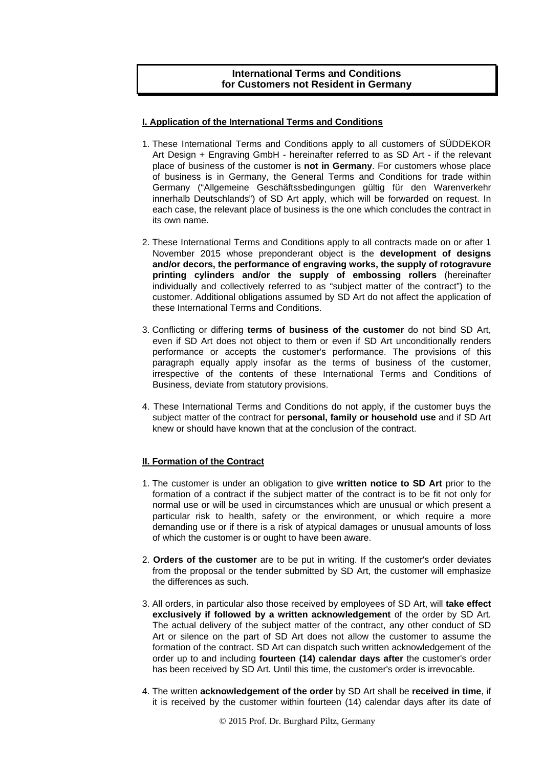# International Terms and Conditions for Customers not Resident in Germany

## I. Application of the International Terms and Conditions

1. These International Terms and Conditions apply to all customers of SÜDDEKOR Art Design + Engraving GmbH - hereinafter referred to as SD Art - if the relevant place of business of the customer is **not in Germany**. For customers whose place of business is in Germany, the General Terms and Conditions for trade within Germany ("Allgemeine Geschäftssbedingungen gültig für den Warenverkehr innerhalb Deutschlands") of SD Art apply, which will be forwarded on request. In each case, the relevant place of business is the one which concludes the contract in its own name.

2. These International Terms and Conditions apply to all contracts made on or after 1 November 2015 whose preponderant object is the **development of designs and/or decors, the performance of engraving works, the supply of rotogravure printing cylinders and/or the supply of embossing rollers** (hereinafter individually and collectively referred to as "subject matter of the contract") to the customer. Additional obligations assumed by SD Art do not affect the application of these International Terms and Conditions.

3. Conflicting or differing **terms of business of the customer** do not bind SD Art, even if SD Art does not object to them or even if SD Art unconditionally renders performance or accepts the customer's performance. The provisions of this paragraph equally apply insofar as the terms of business of the customer, irrespective of the contents of these International Terms and Conditions of Business, deviate from statutory provisions.

4. These International Terms and Conditions do not apply, if the customer buys the subject matter of the contract for **personal, family or household use** and if SD Art knew or should have known that at the conclusion of the contract.

## II. Formation of the Contract

1. The customer is under an obligation to give **written notice to SD Art** prior to the formation of a contract if the subject matter of the contract is to be fit not only for normal use or will be used in circumstances which are unusual or which present a particular risk to health, safety or the environment, or which require a more demanding use or if there is a risk of atypical damages or unusual amounts of loss of which the customer is or ought to have been aware.

2. **Orders of the customer** are to be put in writing. If the customer's order deviates from the proposal or the tender submitted by SD Art, the customer will emphasize the differences as such.

3. All orders, in particular also those received by employees of SD Art, will **take effect exclusively if followed by a written acknowledgement** of the order by SD Art. The actual delivery of the subject matter of the contract, any other conduct of SD Art or silence on the part of SD Art does not allow the customer to assume the formation of the contract. SD Art can dispatch such written acknowledgement of the order up to and including **fourteen (14) calendar days after** the customer's order has been received by SD Art. Until this time, the customer's order is irrevocable.

4. The written **acknowledgement of the order** by SD Art shall be **received in time**, if it is received by the customer within fourteen (14) calendar days after its date of

© 2015 Prof. Dr. Burghard Piltz, Germany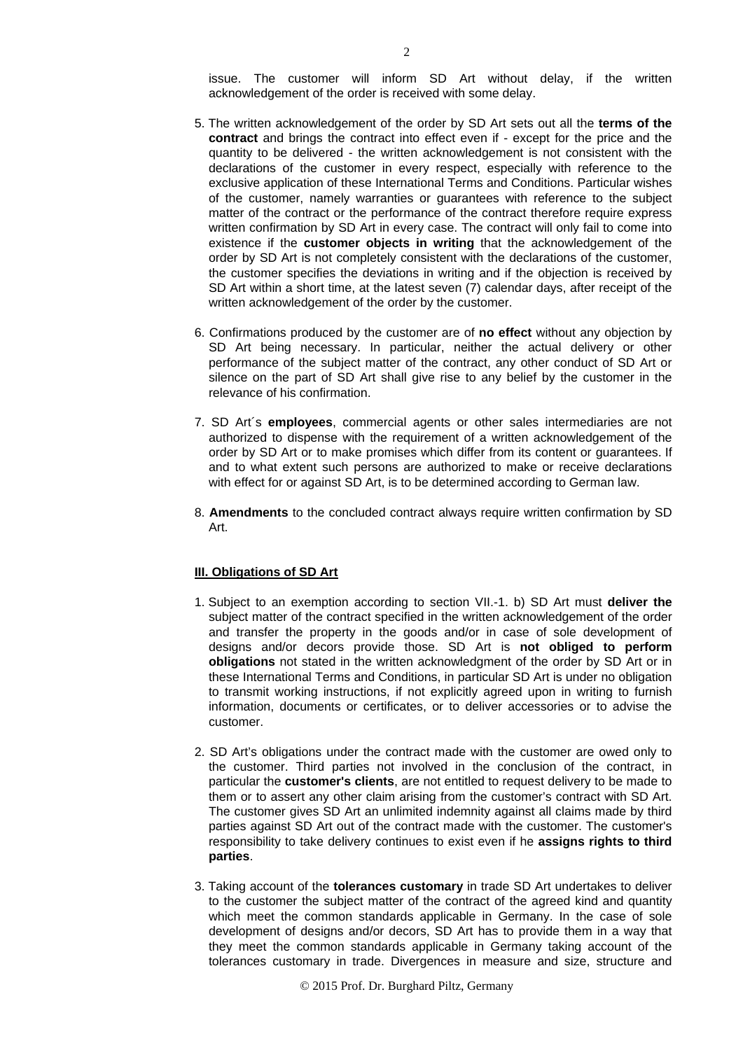issue. The customer will inform SD Art without delay, if the written acknowledgement of the order is received with some delay.

5. The written acknowledgement of the order by SD Art sets out all the **terms of the contract** and brings the contract into effect even if - except for the price and the quantity to be delivered - the written acknowledgement is not consistent with the declarations of the customer in every respect, especially with reference to the exclusive application of these International Terms and Conditions. Particular wishes of the customer, namely warranties or guarantees with reference to the subject matter of the contract or the performance of the contract therefore require express written confirmation by SD Art in every case. The contract will only fail to come into existence if the **customer objects in writing** that the acknowledgement of the order by SD Art is not completely consistent with the declarations of the customer, the customer specifies the deviations in writing and if the objection is received by SD Art within a short time, at the latest seven (7) calendar days, after receipt of the written acknowledgement of the order by the customer.

6. Confirmations produced by the customer are of **no effect** without any objection by SD Art being necessary. In particular, neither the actual delivery or other performance of the subject matter of the contract, any other conduct of SD Art or silence on the part of SD Art shall give rise to any belief by the customer in the relevance of his confirmation.

7. SD Art´s **employees**, commercial agents or other sales intermediaries are not authorized to dispense with the requirement of a written acknowledgement of the order by SD Art or to make promises which differ from its content or guarantees. If and to what extent such persons are authorized to make or receive declarations with effect for or against SD Art, is to be determined according to German law.

8. **Amendments** to the concluded contract always require written confirmation by SD Art.

**III. Obligations of SD Art**

1. Subject to an exemption according to section VII.-1. b) SD Art must **deliver the** subject matter of the contract specified in the written acknowledgement of the order and transfer the property in the goods and/or in case of sole development of designs and/or decors provide those. SD Art is **not obliged to perform obligations** not stated in the written acknowledgment of the order by SD Art or in these International Terms and Conditions, in particular SD Art is under no obligation to transmit working instructions, if not explicitly agreed upon in writing to furnish information, documents or certificates, or to deliver accessories or to advise the customer.

2. SD Art's obligations under the contract made with the customer are owed only to the customer. Third parties not involved in the conclusion of the contract, in particular the **customer's clients**, are not entitled to request delivery to be made to them or to assert any other claim arising from the customer's contract with SD Art. The customer gives SD Art an unlimited indemnity against all claims made by third parties against SD Art out of the contract made with the customer. The customer's responsibility to take delivery continues to exist even if he **assigns rights to third parties**.

3. Taking account of the **tolerances customary** in trade SD Art undertakes to deliver to the customer the subject matter of the contract of the agreed kind and quantity which meet the common standards applicable in Germany. In the case of sole development of designs and/or decors, SD Art has to provide them in a way that they meet the common standards applicable in Germany taking account of the tolerances customary in trade. Divergences in measure and size, structure and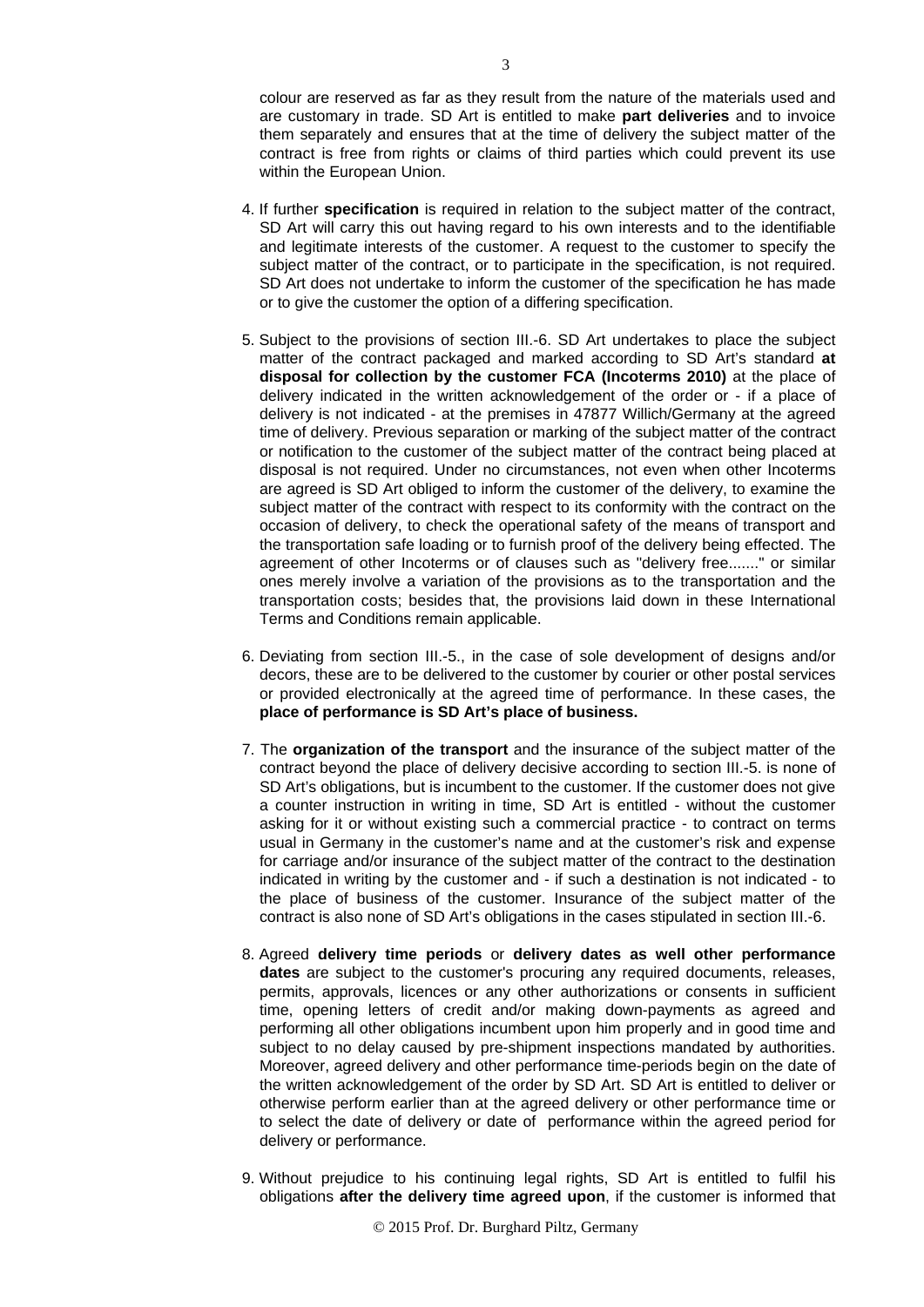colour are reserved as far as they result from the nature of the materials used and are customary in trade. SD Art is entitled to make **part deliveries** and to invoice them separately and ensures that at the time of delivery the subject matter of the contract is free from rights or claims of third parties which could prevent its use within the European Union.

4. If further **specification** is required in relation to the subject matter of the contract, SD Art will carry this out having regard to his own interests and to the identifiable and legitimate interests of the customer. A request to the customer to specify the subject matter of the contract, or to participate in the specification, is not required. SD Art does not undertake to inform the customer of the specification he has made or to give the customer the option of a differing specification.

5. Subject to the provisions of section III.-6. SD Art undertakes to place the subject matter of the contract packaged and marked according to SD Art's standard **at disposal for collection by the customer FCA (Incoterms 2010)** at the place of delivery indicated in the written acknowledgement of the order or - if a place of delivery is not indicated - at the premises in 47877 Willich/Germany at the agreed time of delivery. Previous separation or marking of the subject matter of the contract or notification to the customer of the subject matter of the contract being placed at disposal is not required. Under no circumstances, not even when other Incoterms are agreed is SD Art obliged to inform the customer of the delivery, to examine the subject matter of the contract with respect to its conformity with the contract on the occasion of delivery, to check the operational safety of the means of transport and the transportation safe loading or to furnish proof of the delivery being effected. The agreement of other Incoterms or of clauses such as "delivery free......." or similar ones merely involve a variation of the provisions as to the transportation and the transportation costs; besides that, the provisions laid down in these International Terms and Conditions remain applicable.

6. Deviating from section III.-5., in the case of sole development of designs and/or decors, these are to be delivered to the customer by courier or other postal services or provided electronically at the agreed time of performance. In these cases, the **place of performance is SD Art's place of business.**

7. The **organization of the transport** and the insurance of the subject matter of the contract beyond the place of delivery decisive according to section III.-5. is none of SD Art's obligations, but is incumbent to the customer. If the customer does not give a counter instruction in writing in time, SD Art is entitled - without the customer asking for it or without existing such a commercial practice - to contract on terms usual in Germany in the customer's name and at the customer's risk and expense for carriage and/or insurance of the subject matter of the contract to the destination indicated in writing by the customer and - if such a destination is not indicated - to the place of business of the customer. Insurance of the subject matter of the contract is also none of SD Art's obligations in the cases stipulated in section III.-6.

8. Agreed **delivery time periods** or **delivery dates as well other performance dates** are subject to the customer's procuring any required documents, releases, permits, approvals, licences or any other authorizations or consents in sufficient time, opening letters of credit and/or making down-payments as agreed and performing all other obligations incumbent upon him properly and in good time and subject to no delay caused by pre-shipment inspections mandated by authorities. Moreover, agreed delivery and other performance time-periods begin on the date of the written acknowledgement of the order by SD Art. SD Art is entitled to deliver or otherwise perform earlier than at the agreed delivery or other performance time or to select the date of delivery or date of performance within the agreed period for delivery or performance.

9. Without prejudice to his continuing legal rights, SD Art is entitled to fulfil his obligations **after the delivery time agreed upon**, if the customer is informed that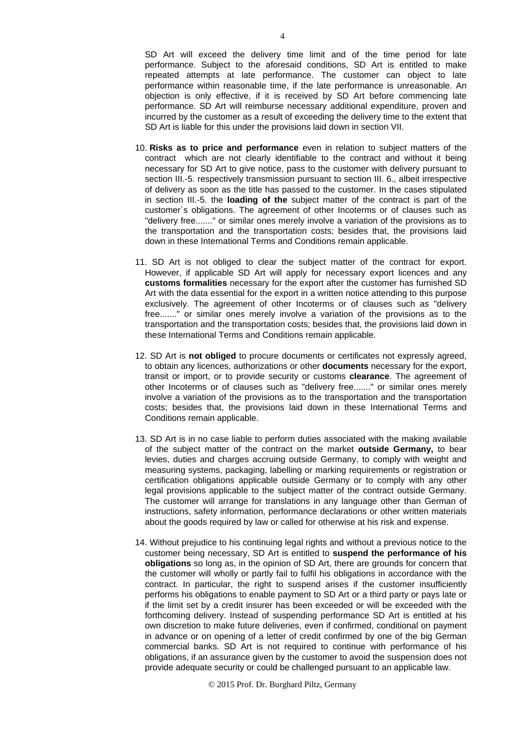SD Art will exceed the delivery time limit and of the time period for late performance. Subject to the aforesaid conditions, SD Art is entitled to make repeated attempts at late performance. The customer can object to late performance within reasonable time, if the late performance is unreasonable. An objection is only effective, if it is received by SD Art before commencing late performance. SD Art will reimburse necessary additional expenditure, proven and incurred by the customer as a result of exceeding the delivery time to the extent that SD Art is liable for this under the provisions laid down in section VII.

10. **Risks as to price and performance** even in relation to subject matters of the contract which are not clearly identifiable to the contract and without it being necessary for SD Art to give notice, pass to the customer with delivery pursuant to section III.-5. respectively transmission pursuant to section III. 6., albeit irrespective of delivery as soon as the title has passed to the customer. In the cases stipulated in section III.-5. the **loading of the** subject matter of the contract is part of the customer`s obligations. The agreement of other Incoterms or of clauses such as "delivery free......." or similar ones merely involve a variation of the provisions as to the transportation and the transportation costs; besides that, the provisions laid down in these International Terms and Conditions remain applicable.

11. SD Art is not obliged to clear the subject matter of the contract for export. However, if applicable SD Art will apply for necessary export licences and any **customs formalities** necessary for the export after the customer has furnished SD Art with the data essential for the export in a written notice attending to this purpose exclusively. The agreement of other Incoterms or of clauses such as "delivery free......." or similar ones merely involve a variation of the provisions as to the transportation and the transportation costs; besides that, the provisions laid down in these International Terms and Conditions remain applicable.

12. SD Art is **not obliged** to procure documents or certificates not expressly agreed, to obtain any licences, authorizations or other **documents** necessary for the export, transit or import, or to provide security or customs **clearance**. The agreement of other Incoterms or of clauses such as "delivery free......." or similar ones merely involve a variation of the provisions as to the transportation and the transportation costs; besides that, the provisions laid down in these International Terms and Conditions remain applicable.

13. SD Art is in no case liable to perform duties associated with the making available of the subject matter of the contract on the market **outside Germany,** to bear levies, duties and charges accruing outside Germany, to comply with weight and measuring systems, packaging, labelling or marking requirements or registration or certification obligations applicable outside Germany or to comply with any other legal provisions applicable to the subject matter of the contract outside Germany. The customer will arrange for translations in any language other than German of instructions, safety information, performance declarations or other written materials about the goods required by law or called for otherwise at his risk and expense.

14. Without prejudice to his continuing legal rights and without a previous notice to the customer being necessary, SD Art is entitled to **suspend the performance of his obligations** so long as, in the opinion of SD Art, there are grounds for concern that the customer will wholly or partly fail to fulfil his obligations in accordance with the contract. In particular, the right to suspend arises if the customer insufficiently performs his obligations to enable payment to SD Art or a third party or pays late or if the limit set by a credit insurer has been exceeded or will be exceeded with the forthcoming delivery. Instead of suspending performance SD Art is entitled at his own discretion to make future deliveries, even if confirmed, conditional on payment in advance or on opening of a letter of credit confirmed by one of the big German commercial banks. SD Art is not required to continue with performance of his obligations, if an assurance given by the customer to avoid the suspension does not provide adequate security or could be challenged pursuant to an applicable law.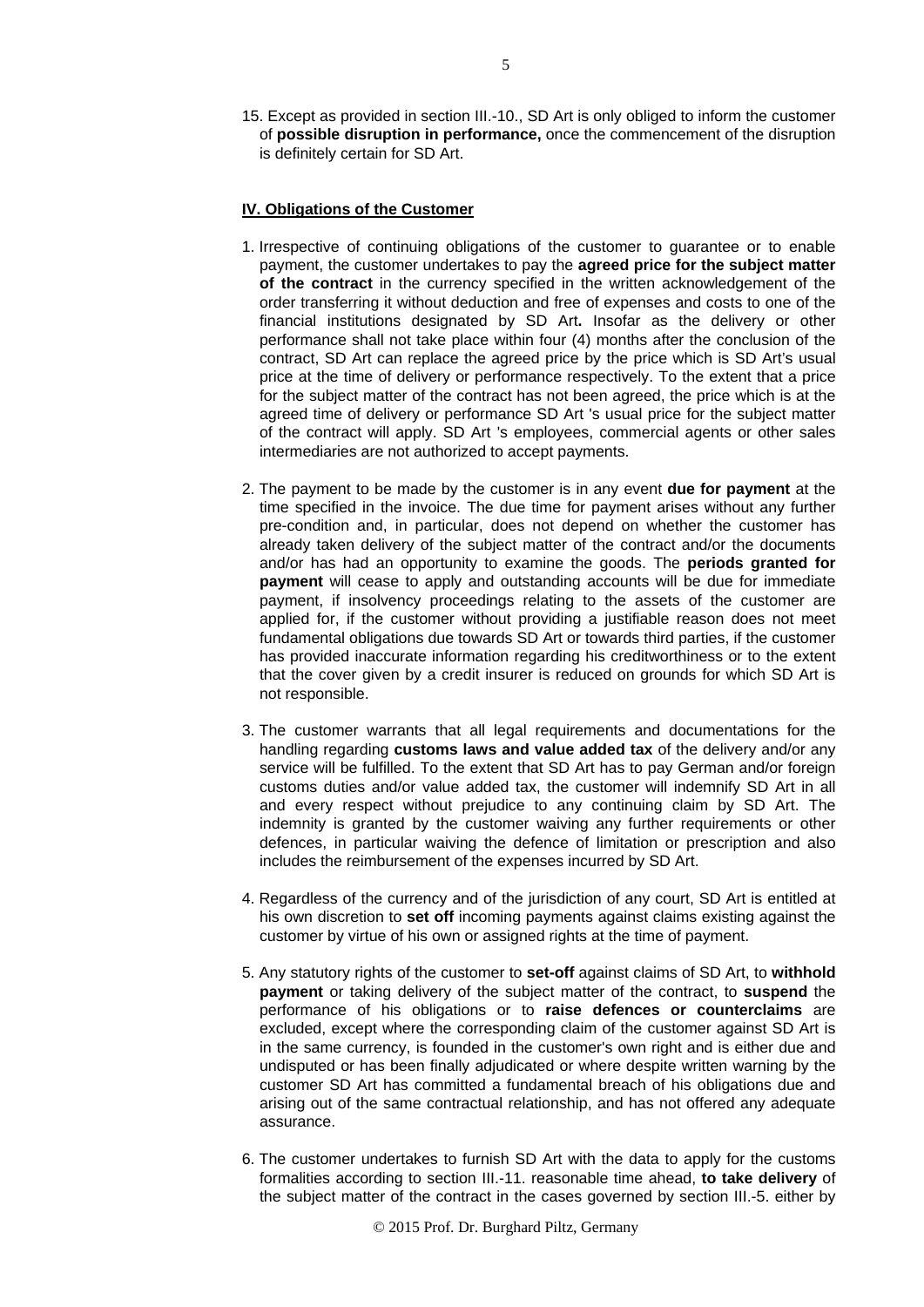15. Except as provided in section III.-10., SD Art is only obliged to inform the customer of **possible disruption in performance,** once the commencement of the disruption is definitely certain for SD Art.

## IV. Obligations of the Customer

1. Irrespective of continuing obligations of the customer to guarantee or to enable payment, the customer undertakes to pay the **agreed price for the subject matter of the contract** in the currency specified in the written acknowledgement of the order transferring it without deduction and free of expenses and costs to one of the financial institutions designated by SD Art**.** Insofar as the delivery or other performance shall not take place within four (4) months after the conclusion of the contract, SD Art can replace the agreed price by the price which is SD Art's usual price at the time of delivery or performance respectively. To the extent that a price for the subject matter of the contract has not been agreed, the price which is at the agreed time of delivery or performance SD Art 's usual price for the subject matter of the contract will apply. SD Art 's employees, commercial agents or other sales intermediaries are not authorized to accept payments.

2. The payment to be made by the customer is in any event **due for payment** at the time specified in the invoice. The due time for payment arises without any further pre-condition and, in particular, does not depend on whether the customer has already taken delivery of the subject matter of the contract and/or the documents and/or has had an opportunity to examine the goods. The **periods granted for payment** will cease to apply and outstanding accounts will be due for immediate payment, if insolvency proceedings relating to the assets of the customer are applied for, if the customer without providing a justifiable reason does not meet fundamental obligations due towards SD Art or towards third parties, if the customer has provided inaccurate information regarding his creditworthiness or to the extent that the cover given by a credit insurer is reduced on grounds for which SD Art is not responsible.

3. The customer warrants that all legal requirements and documentations for the handling regarding **customs laws and value added tax** of the delivery and/or any service will be fulfilled. To the extent that SD Art has to pay German and/or foreign customs duties and/or value added tax, the customer will indemnify SD Art in all and every respect without prejudice to any continuing claim by SD Art. The indemnity is granted by the customer waiving any further requirements or other defences, in particular waiving the defence of limitation or prescription and also includes the reimbursement of the expenses incurred by SD Art.

4. Regardless of the currency and of the jurisdiction of any court, SD Art is entitled at his own discretion to **set off** incoming payments against claims existing against the customer by virtue of his own or assigned rights at the time of payment.

5. Any statutory rights of the customer to **set-off** against claims of SD Art, to **withhold payment** or taking delivery of the subject matter of the contract, to **suspend** the performance of his obligations or to **raise defences or counterclaims** are excluded, except where the corresponding claim of the customer against SD Art is in the same currency, is founded in the customer's own right and is either due and undisputed or has been finally adjudicated or where despite written warning by the customer SD Art has committed a fundamental breach of his obligations due and arising out of the same contractual relationship, and has not offered any adequate assurance.

6. The customer undertakes to furnish SD Art with the data to apply for the customs formalities according to section III.-11. reasonable time ahead, **to take delivery** of the subject matter of the contract in the cases governed by section III.-5. either by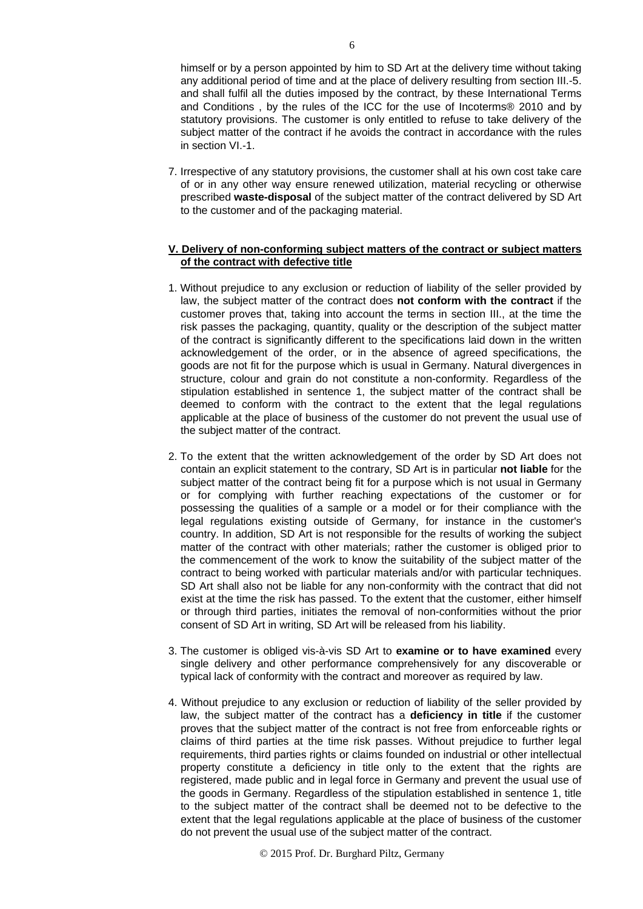himself or by a person appointed by him to SD Art at the delivery time without taking any additional period of time and at the place of delivery resulting from section III.-5. and shall fulfil all the duties imposed by the contract, by these International Terms and Conditions , by the rules of the ICC for the use of Incoterms® 2010 and by statutory provisions. The customer is only entitled to refuse to take delivery of the subject matter of the contract if he avoids the contract in accordance with the rules in section VI.-1.

7. Irrespective of any statutory provisions, the customer shall at his own cost take care of or in any other way ensure renewed utilization, material recycling or otherwise prescribed **waste-disposal** of the subject matter of the contract delivered by SD Art to the customer and of the packaging material.

## V. Delivery of non-conforming subject matters of the contract or subject matters of the contract with defective title

1. Without prejudice to any exclusion or reduction of liability of the seller provided by law, the subject matter of the contract does **not conform with the contract** if the customer proves that, taking into account the terms in section III., at the time the risk passes the packaging, quantity, quality or the description of the subject matter of the contract is significantly different to the specifications laid down in the written acknowledgement of the order, or in the absence of agreed specifications, the goods are not fit for the purpose which is usual in Germany. Natural divergences in structure, colour and grain do not constitute a non-conformity. Regardless of the stipulation established in sentence 1, the subject matter of the contract shall be deemed to conform with the contract to the extent that the legal regulations applicable at the place of business of the customer do not prevent the usual use of the subject matter of the contract.

2. To the extent that the written acknowledgement of the order by SD Art does not contain an explicit statement to the contrary, SD Art is in particular **not liable** for the subject matter of the contract being fit for a purpose which is not usual in Germany or for complying with further reaching expectations of the customer or for possessing the qualities of a sample or a model or for their compliance with the legal regulations existing outside of Germany, for instance in the customer's country. In addition, SD Art is not responsible for the results of working the subject matter of the contract with other materials; rather the customer is obliged prior to the commencement of the work to know the suitability of the subject matter of the contract to being worked with particular materials and/or with particular techniques. SD Art shall also not be liable for any non-conformity with the contract that did not exist at the time the risk has passed. To the extent that the customer, either himself or through third parties, initiates the removal of non-conformities without the prior consent of SD Art in writing, SD Art will be released from his liability.

3. The customer is obliged vis-à-vis SD Art to **examine or to have examined** every single delivery and other performance comprehensively for any discoverable or typical lack of conformity with the contract and moreover as required by law.

4. Without prejudice to any exclusion or reduction of liability of the seller provided by law, the subject matter of the contract has a **deficiency in title** if the customer proves that the subject matter of the contract is not free from enforceable rights or claims of third parties at the time risk passes. Without prejudice to further legal requirements, third parties rights or claims founded on industrial or other intellectual property constitute a deficiency in title only to the extent that the rights are registered, made public and in legal force in Germany and prevent the usual use of the goods in Germany. Regardless of the stipulation established in sentence 1, title to the subject matter of the contract shall be deemed not to be defective to the extent that the legal regulations applicable at the place of business of the customer do not prevent the usual use of the subject matter of the contract.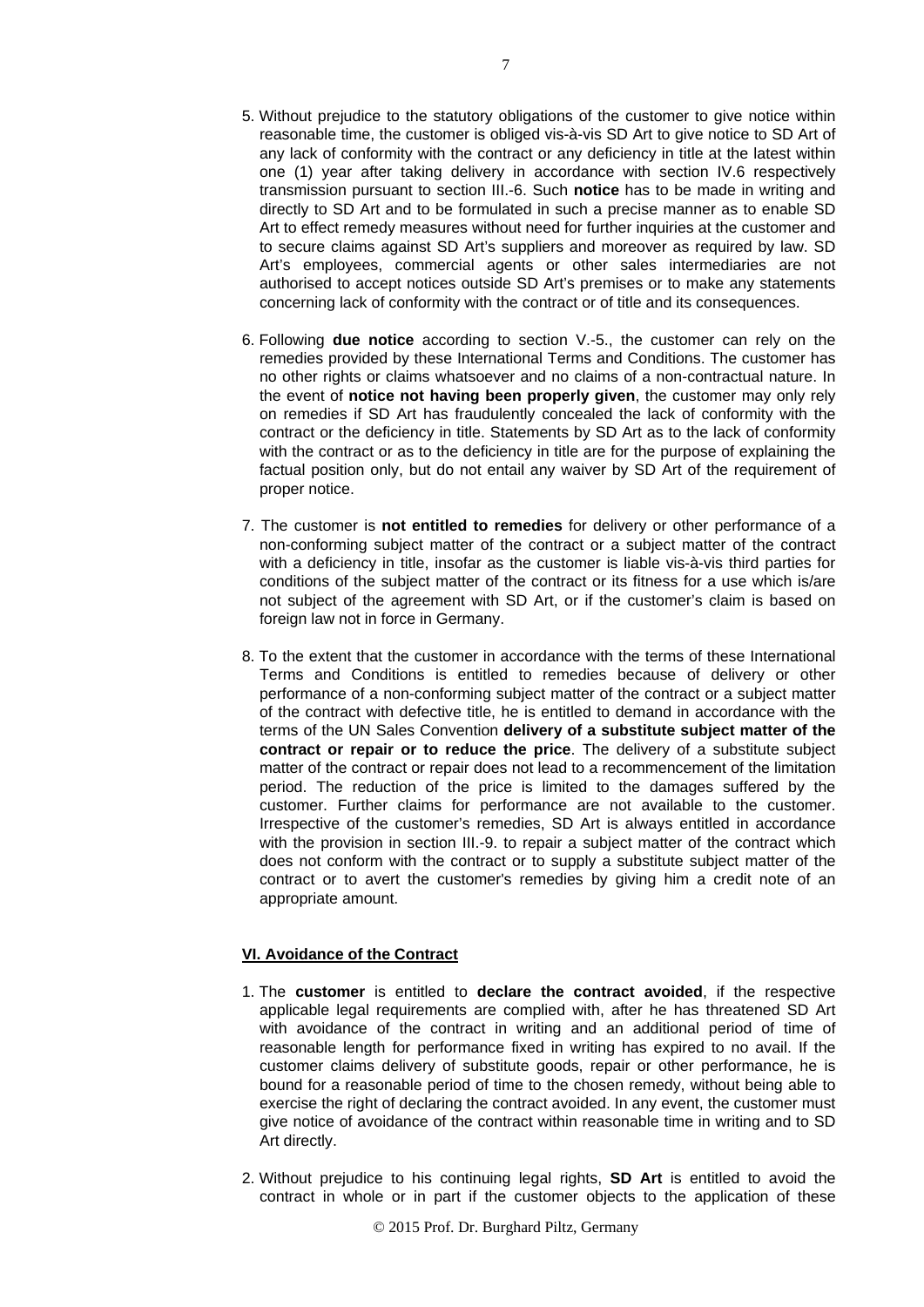5. Without prejudice to the statutory obligations of the customer to give notice within reasonable time, the customer is obliged vis-à-vis SD Art to give notice to SD Art of any lack of conformity with the contract or any deficiency in title at the latest within one (1) year after taking delivery in accordance with section IV.6 respectively transmission pursuant to section III.-6. Such **notice** has to be made in writing and directly to SD Art and to be formulated in such a precise manner as to enable SD Art to effect remedy measures without need for further inquiries at the customer and to secure claims against SD Art's suppliers and moreover as required by law. SD Art's employees, commercial agents or other sales intermediaries are not authorised to accept notices outside SD Art's premises or to make any statements concerning lack of conformity with the contract or of title and its consequences.

6. Following **due notice** according to section V.-5., the customer can rely on the remedies provided by these International Terms and Conditions. The customer has no other rights or claims whatsoever and no claims of a non-contractual nature. In the event of **notice not having been properly given**, the customer may only rely on remedies if SD Art has fraudulently concealed the lack of conformity with the contract or the deficiency in title. Statements by SD Art as to the lack of conformity with the contract or as to the deficiency in title are for the purpose of explaining the factual position only, but do not entail any waiver by SD Art of the requirement of proper notice.

7. The customer is **not entitled to remedies** for delivery or other performance of a non-conforming subject matter of the contract or a subject matter of the contract with a deficiency in title, insofar as the customer is liable vis-à-vis third parties for conditions of the subject matter of the contract or its fitness for a use which is/are not subject of the agreement with SD Art, or if the customer's claim is based on foreign law not in force in Germany.

8. To the extent that the customer in accordance with the terms of these International Terms and Conditions is entitled to remedies because of delivery or other performance of a non-conforming subject matter of the contract or a subject matter of the contract with defective title, he is entitled to demand in accordance with the terms of the UN Sales Convention **delivery of a substitute subject matter of the contract or repair or to reduce the price**. The delivery of a substitute subject matter of the contract or repair does not lead to a recommencement of the limitation period. The reduction of the price is limited to the damages suffered by the customer. Further claims for performance are not available to the customer. Irrespective of the customer's remedies, SD Art is always entitled in accordance with the provision in section III.-9. to repair a subject matter of the contract which does not conform with the contract or to supply a substitute subject matter of the contract or to avert the customer's remedies by giving him a credit note of an appropriate amount.

## VI. Avoidance of the Contract

1. The **customer** is entitled to **declare the contract avoided**, if the respective applicable legal requirements are complied with, after he has threatened SD Art with avoidance of the contract in writing and an additional period of time of reasonable length for performance fixed in writing has expired to no avail. If the customer claims delivery of substitute goods, repair or other performance, he is bound for a reasonable period of time to the chosen remedy, without being able to exercise the right of declaring the contract avoided. In any event, the customer must give notice of avoidance of the contract within reasonable time in writing and to SD Art directly.

2. Without prejudice to his continuing legal rights, **SD Art** is entitled to avoid the contract in whole or in part if the customer objects to the application of these

© 2015 Prof. Dr. Burghard Piltz, Germany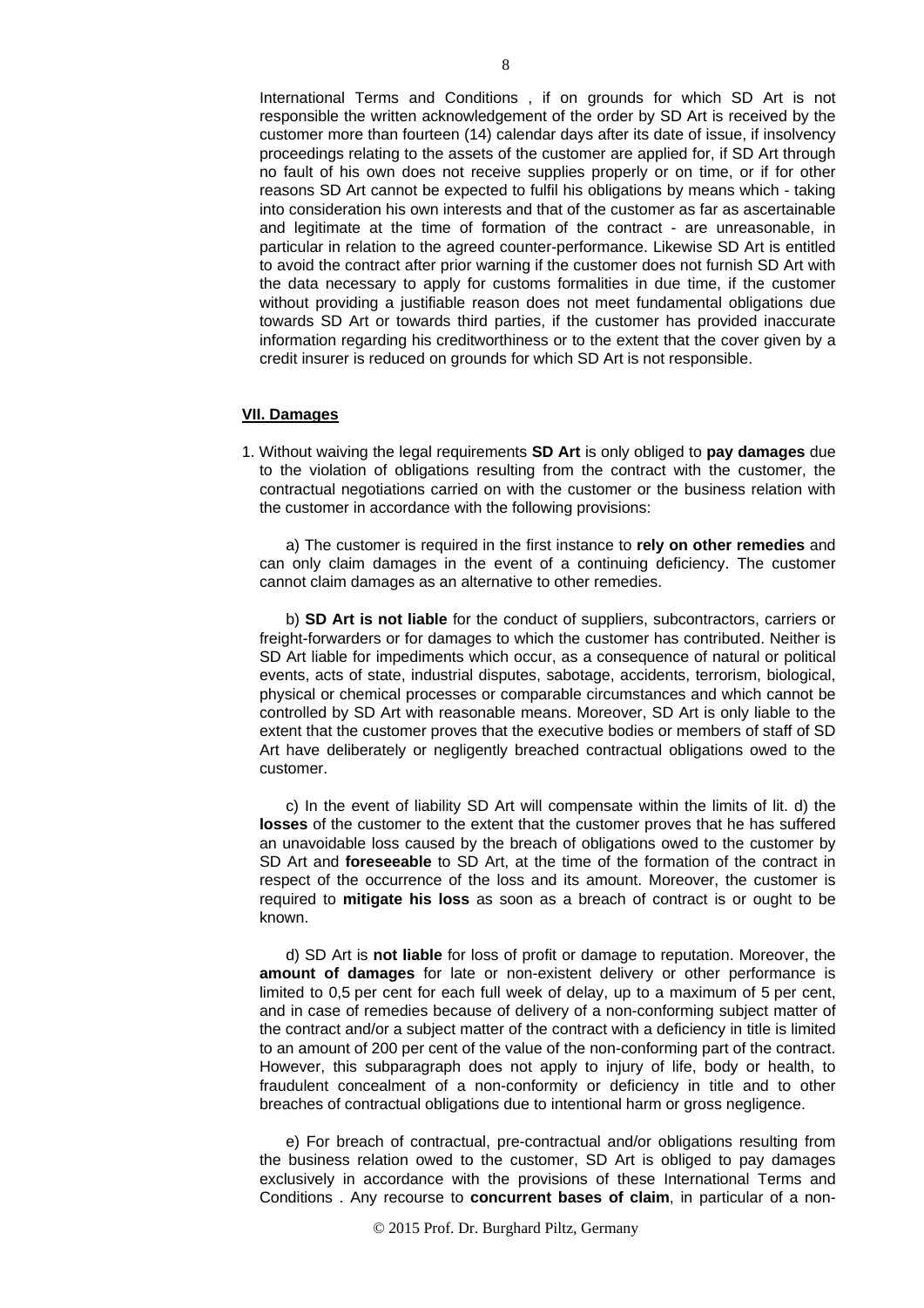International Terms and Conditions , if on grounds for which SD Art is not responsible the written acknowledgement of the order by SD Art is received by the customer more than fourteen (14) calendar days after its date of issue, if insolvency proceedings relating to the assets of the customer are applied for, if SD Art through no fault of his own does not receive supplies properly or on time, or if for other reasons SD Art cannot be expected to fulfil his obligations by means which - taking into consideration his own interests and that of the customer as far as ascertainable and legitimate at the time of formation of the contract - are unreasonable, in particular in relation to the agreed counter-performance. Likewise SD Art is entitled to avoid the contract after prior warning if the customer does not furnish SD Art with the data necessary to apply for customs formalities in due time, if the customer without providing a justifiable reason does not meet fundamental obligations due towards SD Art or towards third parties, if the customer has provided inaccurate information regarding his creditworthiness or to the extent that the cover given by a credit insurer is reduced on grounds for which SD Art is not responsible.

## VII. Damages

1. Without waiving the legal requirements **SD Art** is only obliged to **pay damages** due to the violation of obligations resulting from the contract with the customer, the contractual negotiations carried on with the customer or the business relation with the customer in accordance with the following provisions:

   a) The customer is required in the first instance to **rely on other remedies** and can only claim damages in the event of a continuing deficiency. The customer cannot claim damages as an alternative to other remedies.

   b) **SD Art is not liable** for the conduct of suppliers, subcontractors, carriers or freight-forwarders or for damages to which the customer has contributed. Neither is SD Art liable for impediments which occur, as a consequence of natural or political events, acts of state, industrial disputes, sabotage, accidents, terrorism, biological, physical or chemical processes or comparable circumstances and which cannot be controlled by SD Art with reasonable means. Moreover, SD Art is only liable to the extent that the customer proves that the executive bodies or members of staff of SD Art have deliberately or negligently breached contractual obligations owed to the customer.

   c) In the event of liability SD Art will compensate within the limits of lit. d) the **losses** of the customer to the extent that the customer proves that he has suffered an unavoidable loss caused by the breach of obligations owed to the customer by SD Art and **foreseeable** to SD Art, at the time of the formation of the contract in respect of the occurrence of the loss and its amount. Moreover, the customer is required to **mitigate his loss** as soon as a breach of contract is or ought to be known.

   d) SD Art is **not liable** for loss of profit or damage to reputation. Moreover, the **amount of damages** for late or non-existent delivery or other performance is limited to 0,5 per cent for each full week of delay, up to a maximum of 5 per cent, and in case of remedies because of delivery of a non-conforming subject matter of the contract and/or a subject matter of the contract with a deficiency in title is limited to an amount of 200 per cent of the value of the non-conforming part of the contract. However, this subparagraph does not apply to injury of life, body or health, to fraudulent concealment of a non-conformity or deficiency in title and to other breaches of contractual obligations due to intentional harm or gross negligence.

   e) For breach of contractual, pre-contractual and/or obligations resulting from the business relation owed to the customer, SD Art is obliged to pay damages exclusively in accordance with the provisions of these International Terms and Conditions . Any recourse to **concurrent bases of claim**, in particular of a non-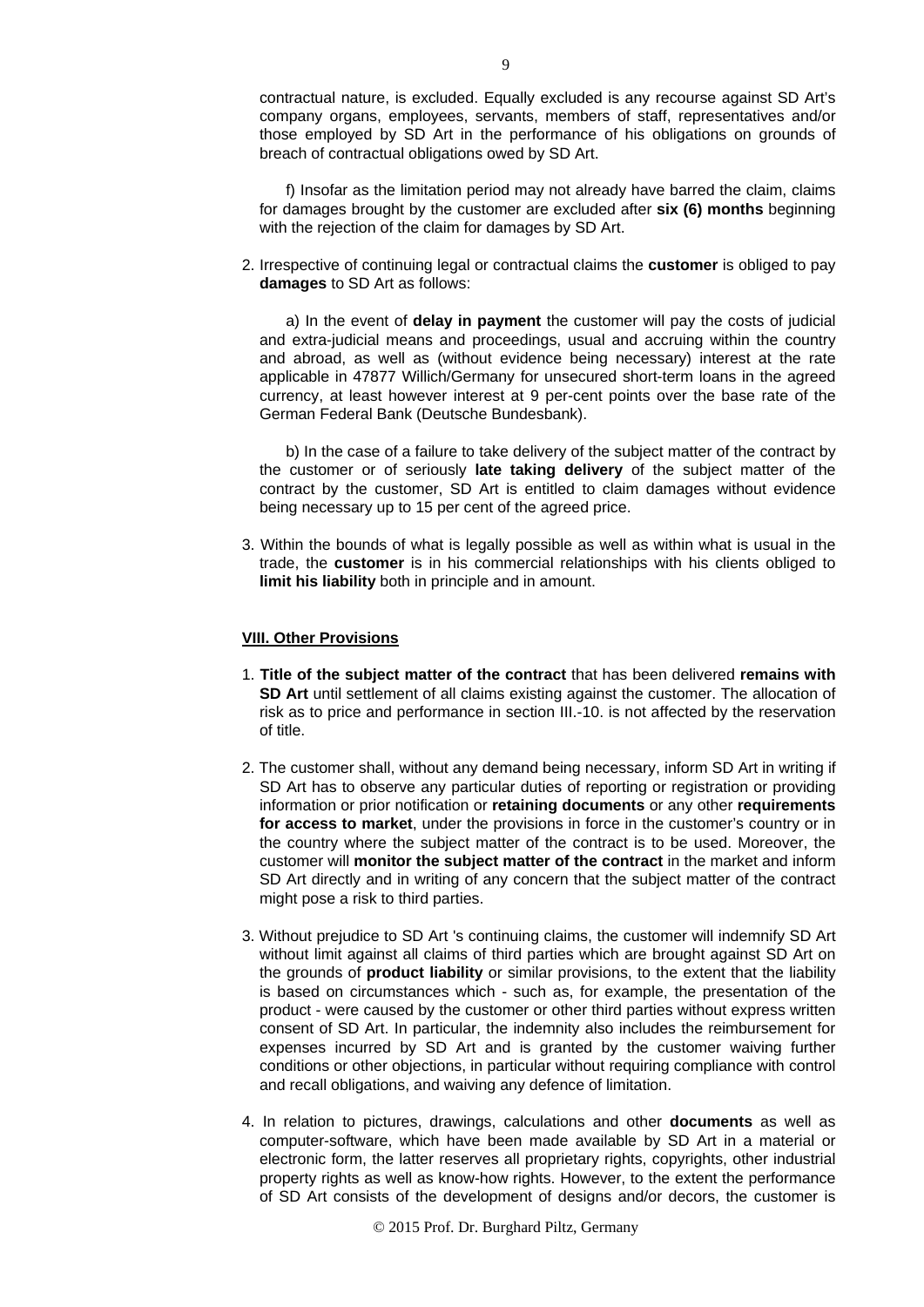contractual nature, is excluded. Equally excluded is any recourse against SD Art's company organs, employees, servants, members of staff, representatives and/or those employed by SD Art in the performance of his obligations on grounds of breach of contractual obligations owed by SD Art.

f) Insofar as the limitation period may not already have barred the claim, claims for damages brought by the customer are excluded after **six (6) months** beginning with the rejection of the claim for damages by SD Art.

2. Irrespective of continuing legal or contractual claims the **customer** is obliged to pay **damages** to SD Art as follows:

   a) In the event of **delay in payment** the customer will pay the costs of judicial and extra-judicial means and proceedings, usual and accruing within the country and abroad, as well as (without evidence being necessary) interest at the rate applicable in 47877 Willich/Germany for unsecured short-term loans in the agreed currency, at least however interest at 9 per-cent points over the base rate of the German Federal Bank (Deutsche Bundesbank).

   b) In the case of a failure to take delivery of the subject matter of the contract by the customer or of seriously **late taking delivery** of the subject matter of the contract by the customer, SD Art is entitled to claim damages without evidence being necessary up to 15 per cent of the agreed price.

3. Within the bounds of what is legally possible as well as within what is usual in the trade, the **customer** is in his commercial relationships with his clients obliged to **limit his liability** both in principle and in amount.

**VIII. Other Provisions**

1. **Title of the subject matter of the contract** that has been delivered **remains with SD Art** until settlement of all claims existing against the customer. The allocation of risk as to price and performance in section III.-10. is not affected by the reservation of title.

2. The customer shall, without any demand being necessary, inform SD Art in writing if SD Art has to observe any particular duties of reporting or registration or providing information or prior notification or **retaining documents** or any other **requirements for access to market**, under the provisions in force in the customer's country or in the country where the subject matter of the contract is to be used. Moreover, the customer will **monitor the subject matter of the contract** in the market and inform SD Art directly and in writing of any concern that the subject matter of the contract might pose a risk to third parties.

3. Without prejudice to SD Art 's continuing claims, the customer will indemnify SD Art without limit against all claims of third parties which are brought against SD Art on the grounds of **product liability** or similar provisions, to the extent that the liability is based on circumstances which - such as, for example, the presentation of the product - were caused by the customer or other third parties without express written consent of SD Art. In particular, the indemnity also includes the reimbursement for expenses incurred by SD Art and is granted by the customer waiving further conditions or other objections, in particular without requiring compliance with control and recall obligations, and waiving any defence of limitation.

4. In relation to pictures, drawings, calculations and other **documents** as well as computer-software, which have been made available by SD Art in a material or electronic form, the latter reserves all proprietary rights, copyrights, other industrial property rights as well as know-how rights. However, to the extent the performance of SD Art consists of the development of designs and/or decors, the customer is

© 2015 Prof. Dr. Burghard Piltz, Germany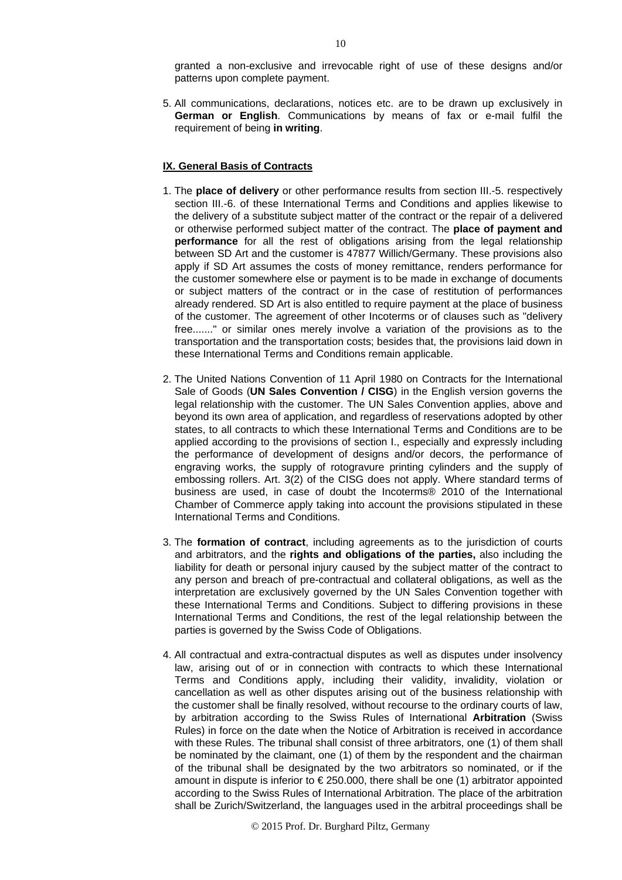granted a non-exclusive and irrevocable right of use of these designs and/or patterns upon complete payment.

5. All communications, declarations, notices etc. are to be drawn up exclusively in **German or English**. Communications by means of fax or e-mail fulfil the requirement of being **in writing**.

## IX. General Basis of Contracts

1. The **place of delivery** or other performance results from section III.-5. respectively section III.-6. of these International Terms and Conditions and applies likewise to the delivery of a substitute subject matter of the contract or the repair of a delivered or otherwise performed subject matter of the contract. The **place of payment and performance** for all the rest of obligations arising from the legal relationship between SD Art and the customer is 47877 Willich/Germany. These provisions also apply if SD Art assumes the costs of money remittance, renders performance for the customer somewhere else or payment is to be made in exchange of documents or subject matters of the contract or in the case of restitution of performances already rendered. SD Art is also entitled to require payment at the place of business of the customer. The agreement of other Incoterms or of clauses such as "delivery free......." or similar ones merely involve a variation of the provisions as to the transportation and the transportation costs; besides that, the provisions laid down in these International Terms and Conditions remain applicable.

2. The United Nations Convention of 11 April 1980 on Contracts for the International Sale of Goods (**UN Sales Convention / CISG**) in the English version governs the legal relationship with the customer. The UN Sales Convention applies, above and beyond its own area of application, and regardless of reservations adopted by other states, to all contracts to which these International Terms and Conditions are to be applied according to the provisions of section I., especially and expressly including the performance of development of designs and/or decors, the performance of engraving works, the supply of rotogravure printing cylinders and the supply of embossing rollers. Art. 3(2) of the CISG does not apply. Where standard terms of business are used, in case of doubt the Incoterms® 2010 of the International Chamber of Commerce apply taking into account the provisions stipulated in these International Terms and Conditions.

3. The **formation of contract**, including agreements as to the jurisdiction of courts and arbitrators, and the **rights and obligations of the parties,** also including the liability for death or personal injury caused by the subject matter of the contract to any person and breach of pre-contractual and collateral obligations, as well as the interpretation are exclusively governed by the UN Sales Convention together with these International Terms and Conditions. Subject to differing provisions in these International Terms and Conditions, the rest of the legal relationship between the parties is governed by the Swiss Code of Obligations.

4. All contractual and extra-contractual disputes as well as disputes under insolvency law, arising out of or in connection with contracts to which these International Terms and Conditions apply, including their validity, invalidity, violation or cancellation as well as other disputes arising out of the business relationship with the customer shall be finally resolved, without recourse to the ordinary courts of law, by arbitration according to the Swiss Rules of International **Arbitration** (Swiss Rules) in force on the date when the Notice of Arbitration is received in accordance with these Rules. The tribunal shall consist of three arbitrators, one (1) of them shall be nominated by the claimant, one (1) of them by the respondent and the chairman of the tribunal shall be designated by the two arbitrators so nominated, or if the amount in dispute is inferior to € 250.000, there shall be one (1) arbitrator appointed according to the Swiss Rules of International Arbitration. The place of the arbitration shall be Zurich/Switzerland, the languages used in the arbitral proceedings shall be

© 2015 Prof. Dr. Burghard Piltz, Germany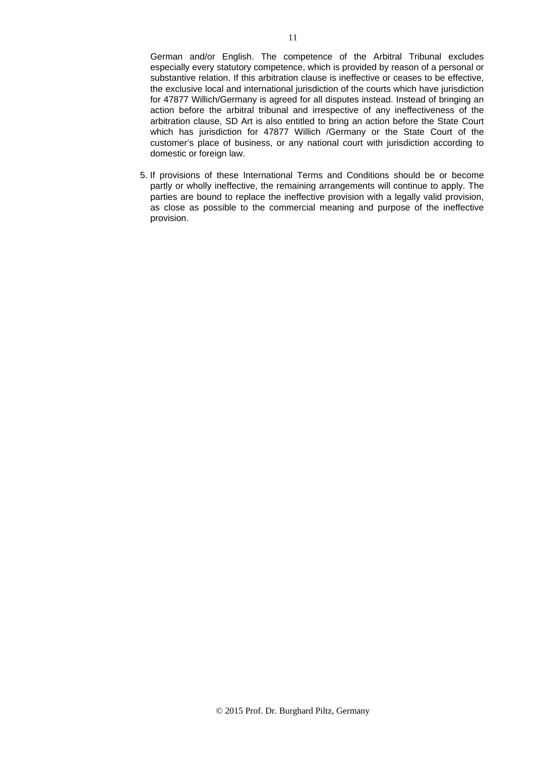German and/or English. The competence of the Arbitral Tribunal excludes especially every statutory competence, which is provided by reason of a personal or substantive relation. If this arbitration clause is ineffective or ceases to be effective, the exclusive local and international jurisdiction of the courts which have jurisdiction for 47877 Willich/Germany is agreed for all disputes instead. Instead of bringing an action before the arbitral tribunal and irrespective of any ineffectiveness of the arbitration clause, SD Art is also entitled to bring an action before the State Court which has jurisdiction for 47877 Willich /Germany or the State Court of the customer's place of business, or any national court with jurisdiction according to domestic or foreign law.

5. If provisions of these International Terms and Conditions should be or become partly or wholly ineffective, the remaining arrangements will continue to apply. The parties are bound to replace the ineffective provision with a legally valid provision, as close as possible to the commercial meaning and purpose of the ineffective provision.

© 2015 Prof. Dr. Burghard Piltz, Germany